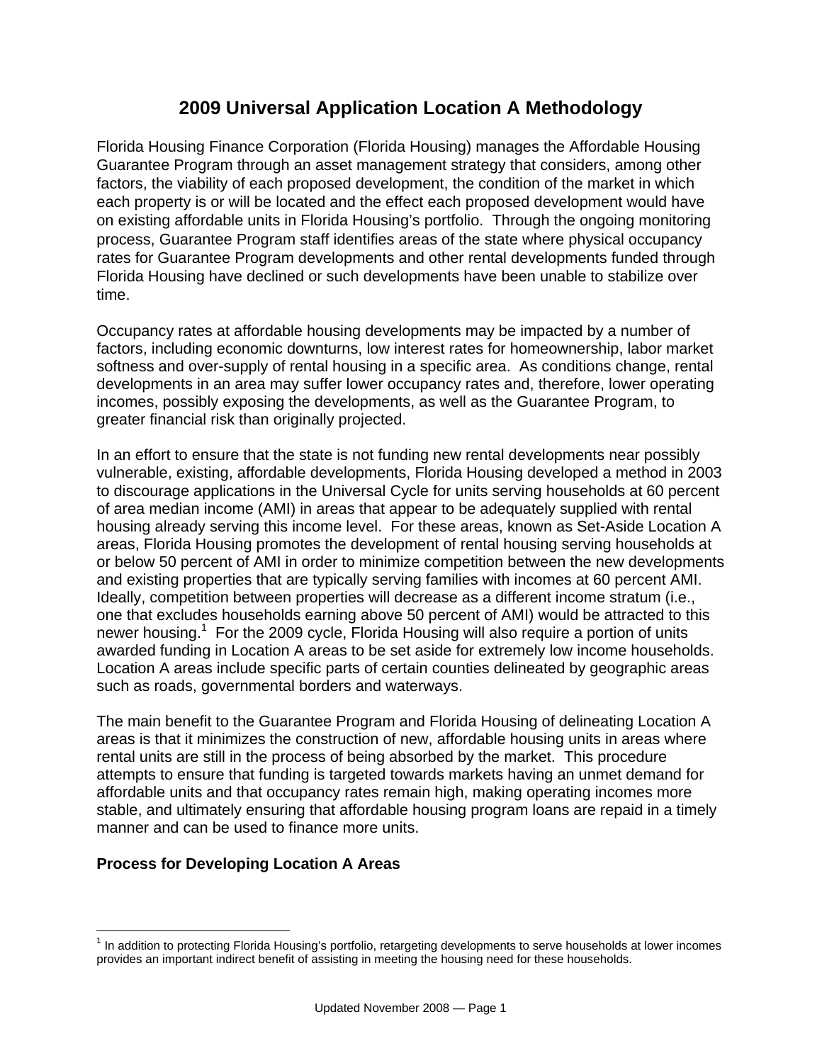# 2009 Universal Application Location A Methodology

Florida Housing Finance Corporation (Florida Housing) manages the Affordable Housing Guarantee Program through an asset management strategy that considers, among other factors, the viability of each proposed development, the condition of the market in which each property is or will be located and the effect each proposed development would have on existing affordable units in Florida Housing's portfolio. Through the ongoing monitoring process, Guarantee Program staff identifies areas of the state where physical occupancy rates for Guarantee Program developments and other rental developments funded through Florida Housing have declined or such developments have been unable to stabilize over time.

Occupancy rates at affordable housing developments may be impacted by a number of factors, including economic downturns, low interest rates for homeownership, labor market softness and over-supply of rental housing in a specific area. As conditions change, rental developments in an area may suffer lower occupancy rates and, therefore, lower operating incomes, possibly exposing the developments, as well as the Guarantee Program, to greater financial risk than originally projected.

In an effort to ensure that the state is not funding new rental developments near possibly vulnerable, existing, affordable developments, Florida Housing developed a method in 2003 to discourage applications in the Universal Cycle for units serving households at 60 percent of area median income (AMI) in areas that appear to be adequately supplied with rental housing already serving this income level. For these areas, known as Set-Aside Location A areas, Florida Housing promotes the development of rental housing serving households at or below 50 percent of AMI in order to minimize competition between the new developments and existing properties that are typically serving families with incomes at 60 percent AMI. Ideally, competition between properties will decrease as a different income stratum (i.e., one that excludes households earning above 50 percent of AMI) would be attracted to this newer housing.[1] For the 2009 cycle, Florida Housing will also require a portion of units awarded funding in Location A areas to be set aside for extremely low income households. Location A areas include specific parts of certain counties delineated by geographic areas such as roads, governmental borders and waterways.

The main benefit to the Guarantee Program and Florida Housing of delineating Location A areas is that it minimizes the construction of new, affordable housing units in areas where rental units are still in the process of being absorbed by the market. This procedure attempts to ensure that funding is targeted towards markets having an unmet demand for affordable units and that occupancy rates remain high, making operating incomes more stable, and ultimately ensuring that affordable housing program loans are repaid in a timely manner and can be used to finance more units.

### Process for Developing Location A Areas

[1] In addition to protecting Florida Housing's portfolio, retargeting developments to serve households at lower incomes provides an important indirect benefit of assisting in meeting the housing need for these households.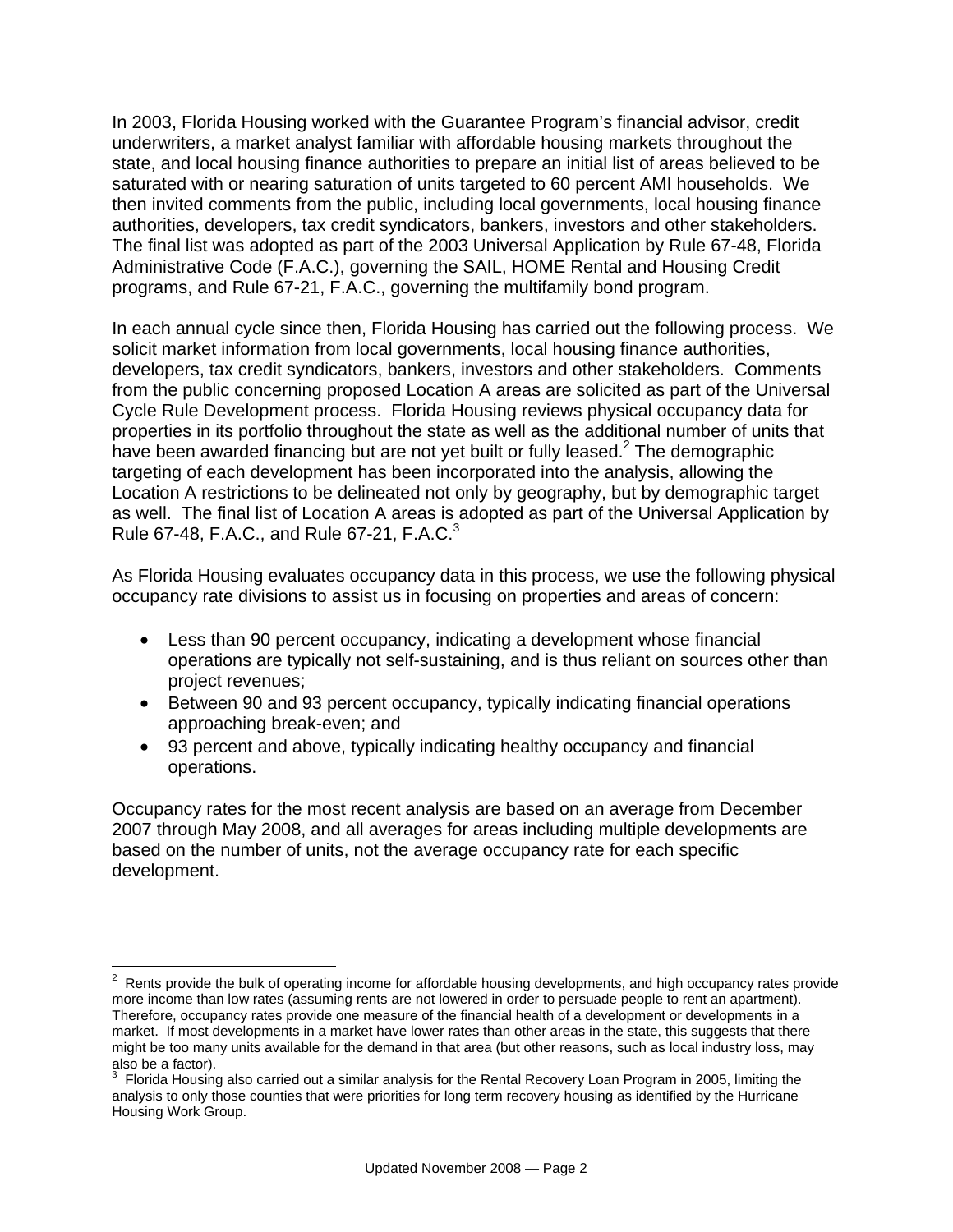In 2003, Florida Housing worked with the Guarantee Program's financial advisor, credit underwriters, a market analyst familiar with affordable housing markets throughout the state, and local housing finance authorities to prepare an initial list of areas believed to be saturated with or nearing saturation of units targeted to 60 percent AMI households. We then invited comments from the public, including local governments, local housing finance authorities, developers, tax credit syndicators, bankers, investors and other stakeholders. The final list was adopted as part of the 2003 Universal Application by Rule 67-48, Florida Administrative Code (F.A.C.), governing the SAIL, HOME Rental and Housing Credit programs, and Rule 67-21, F.A.C., governing the multifamily bond program.

In each annual cycle since then, Florida Housing has carried out the following process. We solicit market information from local governments, local housing finance authorities, developers, tax credit syndicators, bankers, investors and other stakeholders. Comments from the public concerning proposed Location A areas are solicited as part of the Universal Cycle Rule Development process. Florida Housing reviews physical occupancy data for properties in its portfolio throughout the state as well as the additional number of units that have been awarded financing but are not yet built or fully leased.[2] The demographic targeting of each development has been incorporated into the analysis, allowing the Location A restrictions to be delineated not only by geography, but by demographic target as well. The final list of Location A areas is adopted as part of the Universal Application by Rule 67-48, F.A.C., and Rule 67-21, F.A.C.[3]

As Florida Housing evaluates occupancy data in this process, we use the following physical occupancy rate divisions to assist us in focusing on properties and areas of concern:

- Less than 90 percent occupancy, indicating a development whose financial operations are typically not self-sustaining, and is thus reliant on sources other than project revenues;
- Between 90 and 93 percent occupancy, typically indicating financial operations approaching break-even; and
- 93 percent and above, typically indicating healthy occupancy and financial operations.

Occupancy rates for the most recent analysis are based on an average from December 2007 through May 2008, and all averages for areas including multiple developments are based on the number of units, not the average occupancy rate for each specific development.

---

[2] Rents provide the bulk of operating income for affordable housing developments, and high occupancy rates provide more income than low rates (assuming rents are not lowered in order to persuade people to rent an apartment). Therefore, occupancy rates provide one measure of the financial health of a development or developments in a market. If most developments in a market have lower rates than other areas in the state, this suggests that there might be too many units available for the demand in that area (but other reasons, such as local industry loss, may also be a factor).

[3] Florida Housing also carried out a similar analysis for the Rental Recovery Loan Program in 2005, limiting the analysis to only those counties that were priorities for long term recovery housing as identified by the Hurricane Housing Work Group.